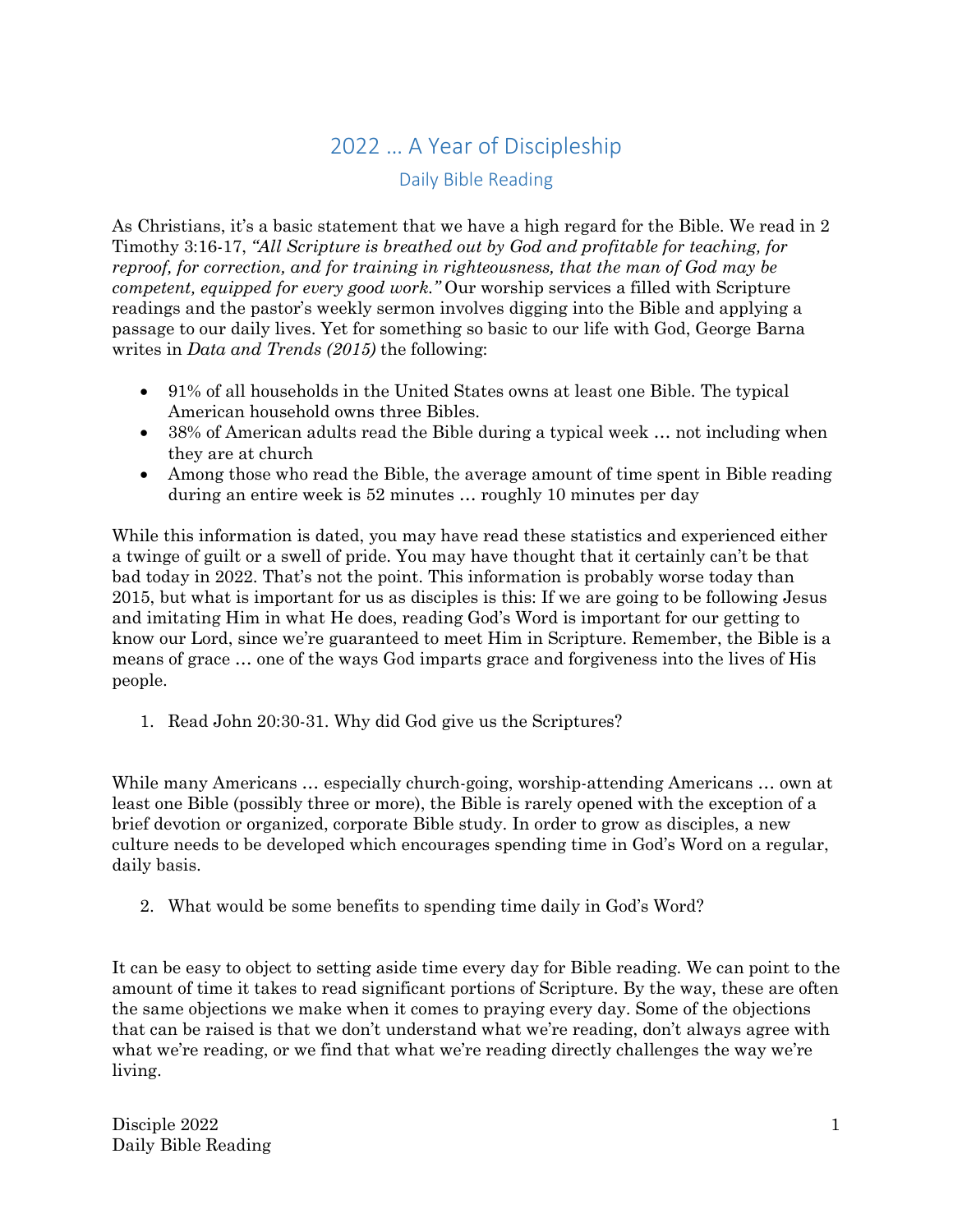# 2022 … A Year of Discipleship

## Daily Bible Reading

As Christians, it's a basic statement that we have a high regard for the Bible. We read in 2 Timothy 3:16-17, *"All Scripture is breathed out by God and profitable for teaching, for reproof, for correction, and for training in righteousness, that the man of God may be competent, equipped for every good work."* Our worship services a filled with Scripture readings and the pastor's weekly sermon involves digging into the Bible and applying a passage to our daily lives. Yet for something so basic to our life with God, George Barna writes in *Data and Trends (2015)* the following:

- 91% of all households in the United States owns at least one Bible. The typical American household owns three Bibles.
- 38% of American adults read the Bible during a typical week … not including when they are at church
- Among those who read the Bible, the average amount of time spent in Bible reading during an entire week is 52 minutes … roughly 10 minutes per day

While this information is dated, you may have read these statistics and experienced either a twinge of guilt or a swell of pride. You may have thought that it certainly can't be that bad today in 2022. That's not the point. This information is probably worse today than 2015, but what is important for us as disciples is this: If we are going to be following Jesus and imitating Him in what He does, reading God's Word is important for our getting to know our Lord, since we're guaranteed to meet Him in Scripture. Remember, the Bible is a means of grace … one of the ways God imparts grace and forgiveness into the lives of His people.

1. Read John 20:30-31. Why did God give us the Scriptures?

While many Americans … especially church-going, worship-attending Americans … own at least one Bible (possibly three or more), the Bible is rarely opened with the exception of a brief devotion or organized, corporate Bible study. In order to grow as disciples, a new culture needs to be developed which encourages spending time in God's Word on a regular, daily basis.

2. What would be some benefits to spending time daily in God's Word?

It can be easy to object to setting aside time every day for Bible reading. We can point to the amount of time it takes to read significant portions of Scripture. By the way, these are often the same objections we make when it comes to praying every day. Some of the objections that can be raised is that we don't understand what we're reading, don't always agree with what we're reading, or we find that what we're reading directly challenges the way we're living.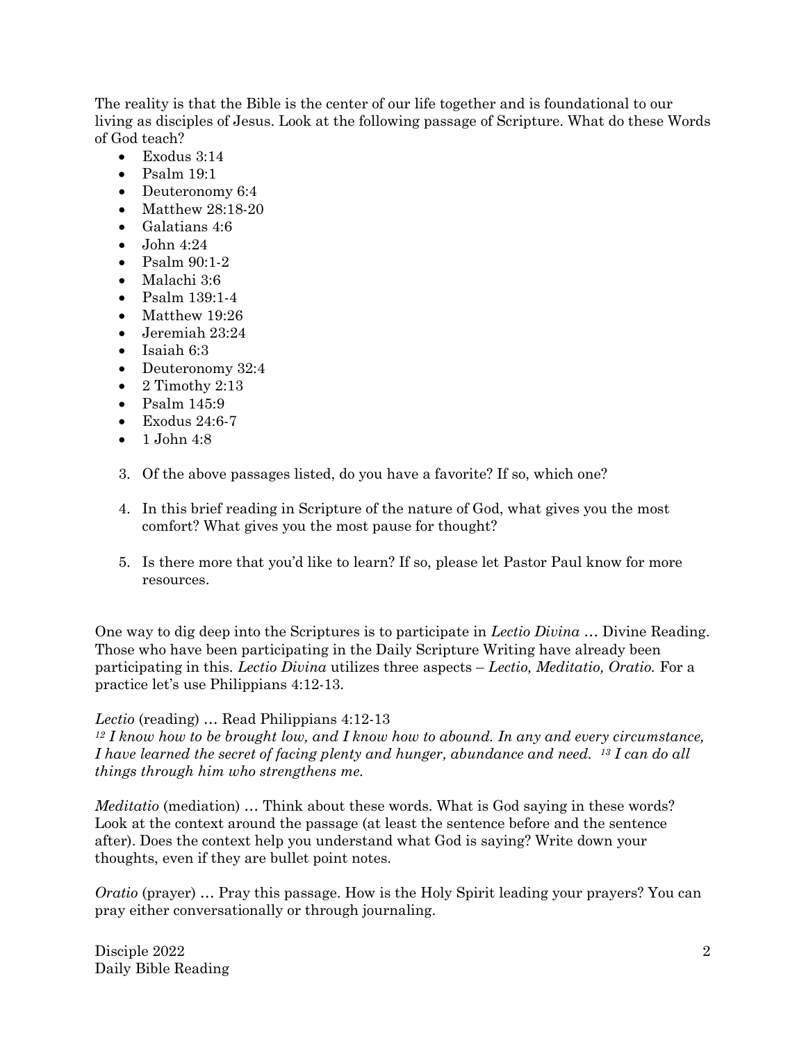The reality is that the Bible is the center of our life together and is foundational to our living as disciples of Jesus. Look at the following passage of Scripture. What do these Words of God teach?

- Exodus 3:14
- Psalm 19:1
- Deuteronomy 6:4
- Matthew 28:18-20
- Galatians 4:6
- John 4:24
- Psalm 90:1-2
- Malachi 3:6
- Psalm 139:1-4
- Matthew 19:26
- Jeremiah 23:24
- Isaiah 6:3
- Deuteronomy 32:4
- 2 Timothy 2:13
- Psalm 145:9
- Exodus 24:6-7
- 1 John 4:8

3. Of the above passages listed, do you have a favorite? If so, which one?

4. In this brief reading in Scripture of the nature of God, what gives you the most comfort? What gives you the most pause for thought?

5. Is there more that you'd like to learn? If so, please let Pastor Paul know for more resources.

One way to dig deep into the Scriptures is to participate in *Lectio Divina* … Divine Reading. Those who have been participating in the Daily Scripture Writing have already been participating in this. *Lectio Divina* utilizes three aspects – *Lectio, Meditatio, Oratio.* For a practice let's use Philippians 4:12-13.

*Lectio* (reading) … Read Philippians 4:12-13
*[12] I know how to be brought low, and I know how to abound. In any and every circumstance, I have learned the secret of facing plenty and hunger, abundance and need. [13] I can do all things through him who strengthens me.*

*Meditatio* (mediation) … Think about these words. What is God saying in these words? Look at the context around the passage (at least the sentence before and the sentence after). Does the context help you understand what God is saying? Write down your thoughts, even if they are bullet point notes.

*Oratio* (prayer) … Pray this passage. How is the Holy Spirit leading your prayers? You can pray either conversationally or through journaling.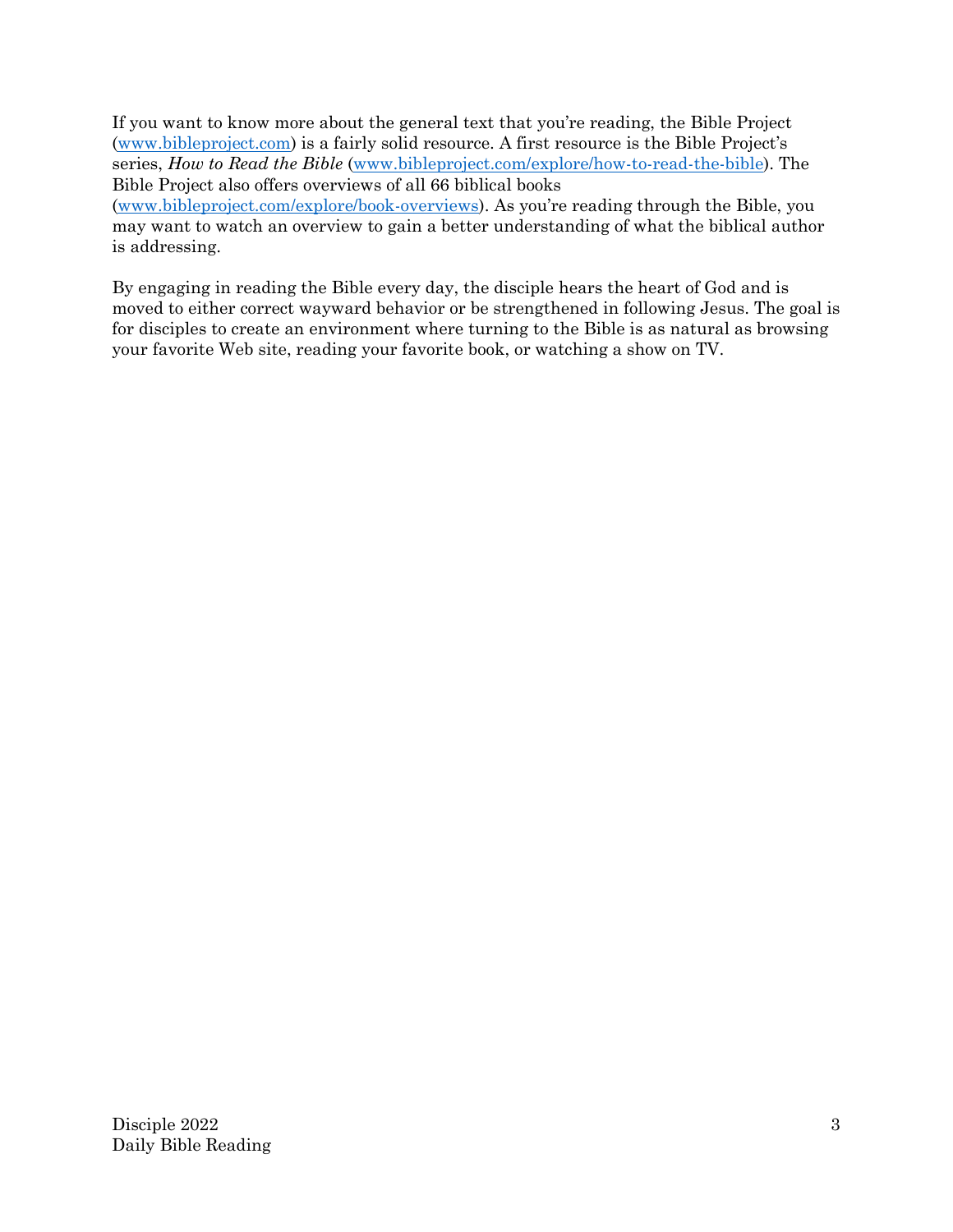If you want to know more about the general text that you're reading, the Bible Project (www.bibleproject.com) is a fairly solid resource. A first resource is the Bible Project's series, *How to Read the Bible* (www.bibleproject.com/explore/how-to-read-the-bible). The Bible Project also offers overviews of all 66 biblical books (www.bibleproject.com/explore/book-overviews). As you're reading through the Bible, you may want to watch an overview to gain a better understanding of what the biblical author is addressing.

By engaging in reading the Bible every day, the disciple hears the heart of God and is moved to either correct wayward behavior or be strengthened in following Jesus. The goal is for disciples to create an environment where turning to the Bible is as natural as browsing your favorite Web site, reading your favorite book, or watching a show on TV.